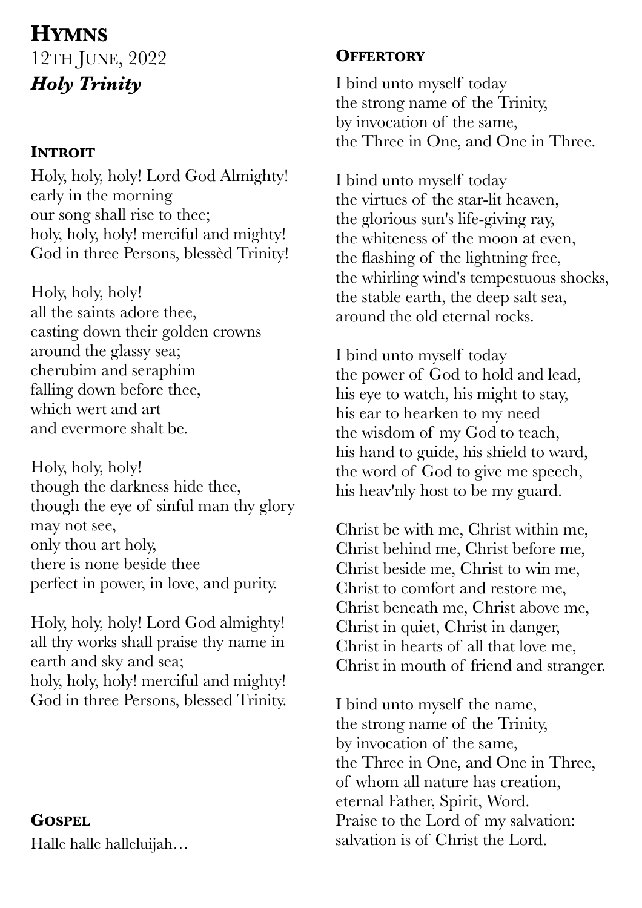# Hymns

12th June, 2022

***Holy Trinity***

## Introit

Holy, holy, holy! Lord God Almighty!
early in the morning
our song shall rise to thee;
holy, holy, holy! merciful and mighty!
God in three Persons, blessèd Trinity!

Holy, holy, holy!
all the saints adore thee,
casting down their golden crowns
around the glassy sea;
cherubim and seraphim
falling down before thee,
which wert and art
and evermore shalt be.

Holy, holy, holy!
though the darkness hide thee,
though the eye of sinful man thy glory
may not see,
only thou art holy,
there is none beside thee
perfect in power, in love, and purity.

Holy, holy, holy! Lord God almighty!
all thy works shall praise thy name in
earth and sky and sea;
holy, holy, holy! merciful and mighty!
God in three Persons, blessed Trinity.

## Gospel

Halle halle halleluijah…

## Offertory

I bind unto myself today
the strong name of the Trinity,
by invocation of the same,
the Three in One, and One in Three.

I bind unto myself today
the virtues of the star-lit heaven,
the glorious sun's life-giving ray,
the whiteness of the moon at even,
the flashing of the lightning free,
the whirling wind's tempestuous shocks,
the stable earth, the deep salt sea,
around the old eternal rocks.

I bind unto myself today
the power of God to hold and lead,
his eye to watch, his might to stay,
his ear to hearken to my need
the wisdom of my God to teach,
his hand to guide, his shield to ward,
the word of God to give me speech,
his heav'nly host to be my guard.

Christ be with me, Christ within me,
Christ behind me, Christ before me,
Christ beside me, Christ to win me,
Christ to comfort and restore me,
Christ beneath me, Christ above me,
Christ in quiet, Christ in danger,
Christ in hearts of all that love me,
Christ in mouth of friend and stranger.

I bind unto myself the name,
the strong name of the Trinity,
by invocation of the same,
the Three in One, and One in Three,
of whom all nature has creation,
eternal Father, Spirit, Word.
Praise to the Lord of my salvation:
salvation is of Christ the Lord.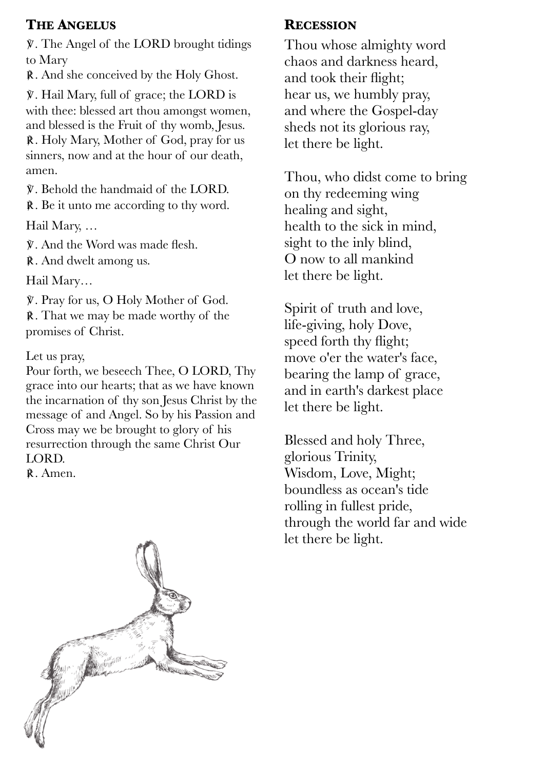## The Angelus

℣. The Angel of the LORD brought tidings to Mary
℟. And she conceived by the Holy Ghost.

℣. Hail Mary, full of grace; the LORD is with thee: blessed art thou amongst women, and blessed is the Fruit of thy womb, Jesus.
℟. Holy Mary, Mother of God, pray for us sinners, now and at the hour of our death, amen.

℣. Behold the handmaid of the LORD.
℟. Be it unto me according to thy word.

Hail Mary, …

℣. And the Word was made flesh.
℟. And dwelt among us.

Hail Mary…

℣. Pray for us, O Holy Mother of God.
℟. That we may be made worthy of the promises of Christ.

Let us pray,
Pour forth, we beseech Thee, O LORD, Thy grace into our hearts; that as we have known the incarnation of thy son Jesus Christ by the message of and Angel. So by his Passion and Cross may we be brought to glory of his resurrection through the same Christ Our LORD.
℟. Amen.

## Recession

Thou whose almighty word
chaos and darkness heard,
and took their flight;
hear us, we humbly pray,
and where the Gospel-day
sheds not its glorious ray,
let there be light.

Thou, who didst come to bring
on thy redeeming wing
healing and sight,
health to the sick in mind,
sight to the inly blind,
O now to all mankind
let there be light.

Spirit of truth and love,
life-giving, holy Dove,
speed forth thy flight;
move o'er the water's face,
bearing the lamp of grace,
and in earth's darkest place
let there be light.

Blessed and holy Three,
glorious Trinity,
Wisdom, Love, Might;
boundless as ocean's tide
rolling in fullest pride,
through the world far and wide
let there be light.